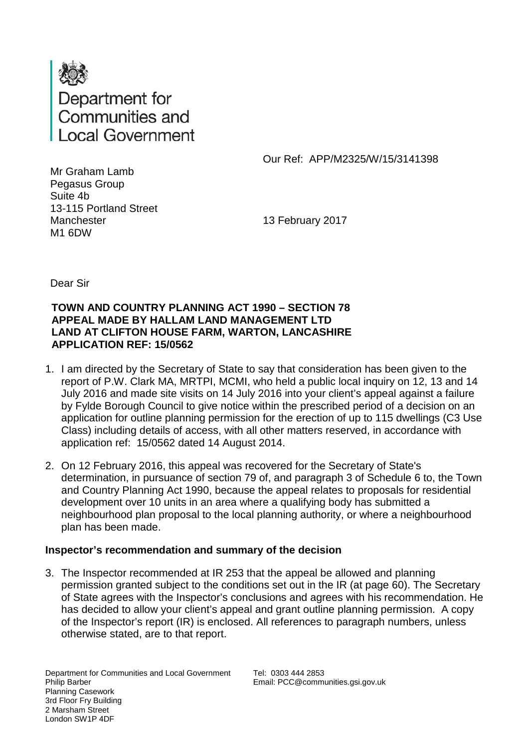Department for Communities and Local Government

Our Ref: APP/M2325/W/15/3141398

Mr Graham Lamb
Pegasus Group
Suite 4b
13-115 Portland Street
Manchester
M1 6DW

13 February 2017

Dear Sir

**TOWN AND COUNTRY PLANNING ACT 1990 – SECTION 78**
**APPEAL MADE BY HALLAM LAND MANAGEMENT LTD**
**LAND AT CLIFTON HOUSE FARM, WARTON, LANCASHIRE**
**APPLICATION REF: 15/0562**

1. I am directed by the Secretary of State to say that consideration has been given to the report of P.W. Clark MA, MRTPI, MCMI, who held a public local inquiry on 12, 13 and 14 July 2016 and made site visits on 14 July 2016 into your client's appeal against a failure by Fylde Borough Council to give notice within the prescribed period of a decision on an application for outline planning permission for the erection of up to 115 dwellings (C3 Use Class) including details of access, with all other matters reserved, in accordance with application ref: 15/0562 dated 14 August 2014.

2. On 12 February 2016, this appeal was recovered for the Secretary of State's determination, in pursuance of section 79 of, and paragraph 3 of Schedule 6 to, the Town and Country Planning Act 1990, because the appeal relates to proposals for residential development over 10 units in an area where a qualifying body has submitted a neighbourhood plan proposal to the local planning authority, or where a neighbourhood plan has been made.

## Inspector's recommendation and summary of the decision

3. The Inspector recommended at IR 253 that the appeal be allowed and planning permission granted subject to the conditions set out in the IR (at page 60). The Secretary of State agrees with the Inspector's conclusions and agrees with his recommendation. He has decided to allow your client's appeal and grant outline planning permission. A copy of the Inspector's report (IR) is enclosed. All references to paragraph numbers, unless otherwise stated, are to that report.

Department for Communities and Local Government
Philip Barber
Planning Casework
3rd Floor Fry Building
2 Marsham Street
London SW1P 4DF

Tel: 0303 444 2853
Email: PCC@communities.gsi.gov.uk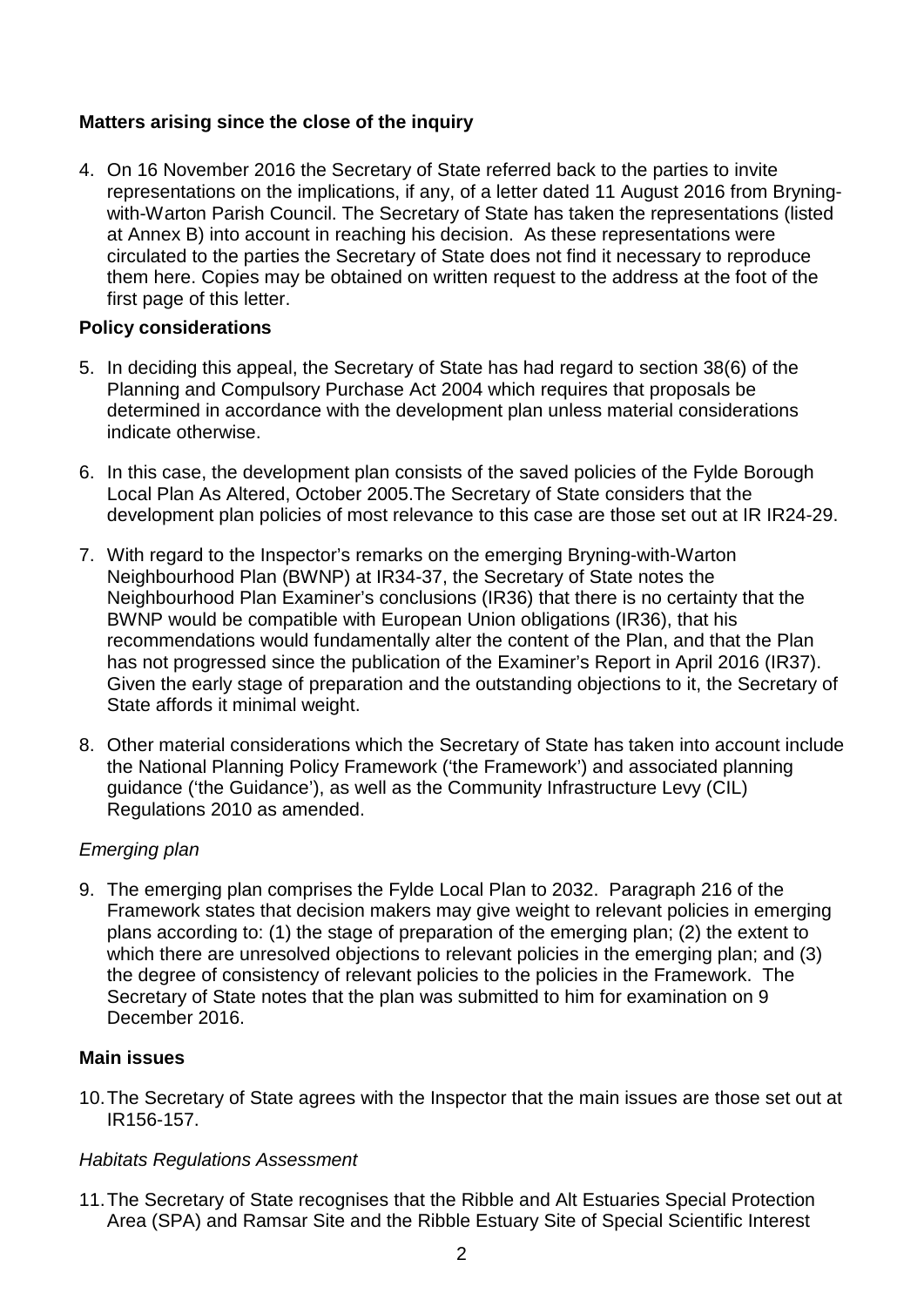**Matters arising since the close of the inquiry**

4. On 16 November 2016 the Secretary of State referred back to the parties to invite representations on the implications, if any, of a letter dated 11 August 2016 from Bryning-with-Warton Parish Council. The Secretary of State has taken the representations (listed at Annex B) into account in reaching his decision. As these representations were circulated to the parties the Secretary of State does not find it necessary to reproduce them here. Copies may be obtained on written request to the address at the foot of the first page of this letter.

**Policy considerations**

5. In deciding this appeal, the Secretary of State has had regard to section 38(6) of the Planning and Compulsory Purchase Act 2004 which requires that proposals be determined in accordance with the development plan unless material considerations indicate otherwise.

6. In this case, the development plan consists of the saved policies of the Fylde Borough Local Plan As Altered, October 2005.The Secretary of State considers that the development plan policies of most relevance to this case are those set out at IR IR24-29.

7. With regard to the Inspector's remarks on the emerging Bryning-with-Warton Neighbourhood Plan (BWNP) at IR34-37, the Secretary of State notes the Neighbourhood Plan Examiner's conclusions (IR36) that there is no certainty that the BWNP would be compatible with European Union obligations (IR36), that his recommendations would fundamentally alter the content of the Plan, and that the Plan has not progressed since the publication of the Examiner's Report in April 2016 (IR37). Given the early stage of preparation and the outstanding objections to it, the Secretary of State affords it minimal weight.

8. Other material considerations which the Secretary of State has taken into account include the National Planning Policy Framework ('the Framework') and associated planning guidance ('the Guidance'), as well as the Community Infrastructure Levy (CIL) Regulations 2010 as amended.

*Emerging plan*

9. The emerging plan comprises the Fylde Local Plan to 2032. Paragraph 216 of the Framework states that decision makers may give weight to relevant policies in emerging plans according to: (1) the stage of preparation of the emerging plan; (2) the extent to which there are unresolved objections to relevant policies in the emerging plan; and (3) the degree of consistency of relevant policies to the policies in the Framework. The Secretary of State notes that the plan was submitted to him for examination on 9 December 2016.

**Main issues**

10. The Secretary of State agrees with the Inspector that the main issues are those set out at IR156-157.

*Habitats Regulations Assessment*

11. The Secretary of State recognises that the Ribble and Alt Estuaries Special Protection Area (SPA) and Ramsar Site and the Ribble Estuary Site of Special Scientific Interest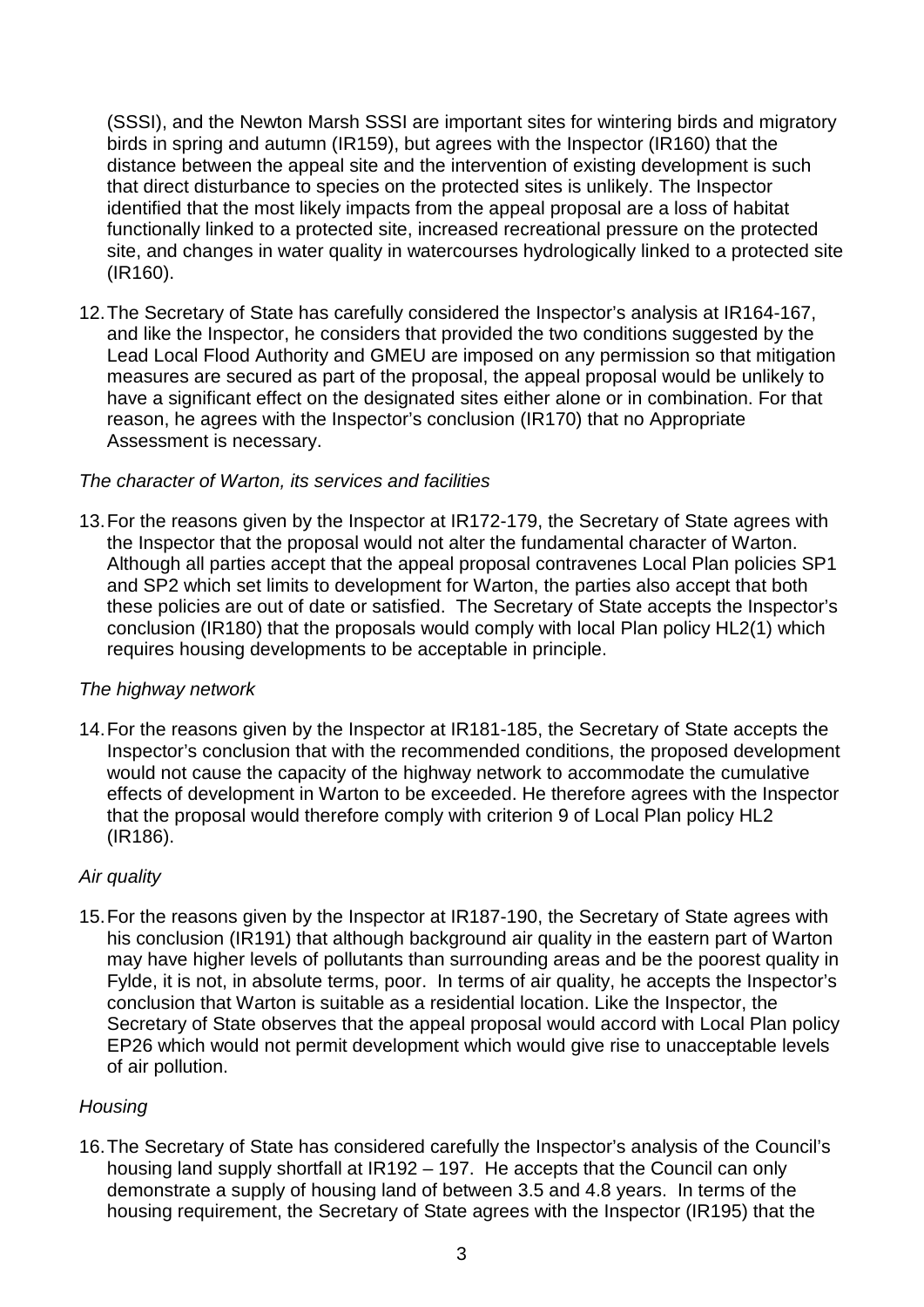(SSSI), and the Newton Marsh SSSI are important sites for wintering birds and migratory birds in spring and autumn (IR159), but agrees with the Inspector (IR160) that the distance between the appeal site and the intervention of existing development is such that direct disturbance to species on the protected sites is unlikely. The Inspector identified that the most likely impacts from the appeal proposal are a loss of habitat functionally linked to a protected site, increased recreational pressure on the protected site, and changes in water quality in watercourses hydrologically linked to a protected site (IR160).

12. The Secretary of State has carefully considered the Inspector's analysis at IR164-167, and like the Inspector, he considers that provided the two conditions suggested by the Lead Local Flood Authority and GMEU are imposed on any permission so that mitigation measures are secured as part of the proposal, the appeal proposal would be unlikely to have a significant effect on the designated sites either alone or in combination. For that reason, he agrees with the Inspector's conclusion (IR170) that no Appropriate Assessment is necessary.

*The character of Warton, its services and facilities*

13. For the reasons given by the Inspector at IR172-179, the Secretary of State agrees with the Inspector that the proposal would not alter the fundamental character of Warton. Although all parties accept that the appeal proposal contravenes Local Plan policies SP1 and SP2 which set limits to development for Warton, the parties also accept that both these policies are out of date or satisfied. The Secretary of State accepts the Inspector's conclusion (IR180) that the proposals would comply with local Plan policy HL2(1) which requires housing developments to be acceptable in principle.

*The highway network*

14. For the reasons given by the Inspector at IR181-185, the Secretary of State accepts the Inspector's conclusion that with the recommended conditions, the proposed development would not cause the capacity of the highway network to accommodate the cumulative effects of development in Warton to be exceeded. He therefore agrees with the Inspector that the proposal would therefore comply with criterion 9 of Local Plan policy HL2 (IR186).

*Air quality*

15. For the reasons given by the Inspector at IR187-190, the Secretary of State agrees with his conclusion (IR191) that although background air quality in the eastern part of Warton may have higher levels of pollutants than surrounding areas and be the poorest quality in Fylde, it is not, in absolute terms, poor. In terms of air quality, he accepts the Inspector's conclusion that Warton is suitable as a residential location. Like the Inspector, the Secretary of State observes that the appeal proposal would accord with Local Plan policy EP26 which would not permit development which would give rise to unacceptable levels of air pollution.

*Housing*

16. The Secretary of State has considered carefully the Inspector's analysis of the Council's housing land supply shortfall at IR192 – 197. He accepts that the Council can only demonstrate a supply of housing land of between 3.5 and 4.8 years. In terms of the housing requirement, the Secretary of State agrees with the Inspector (IR195) that the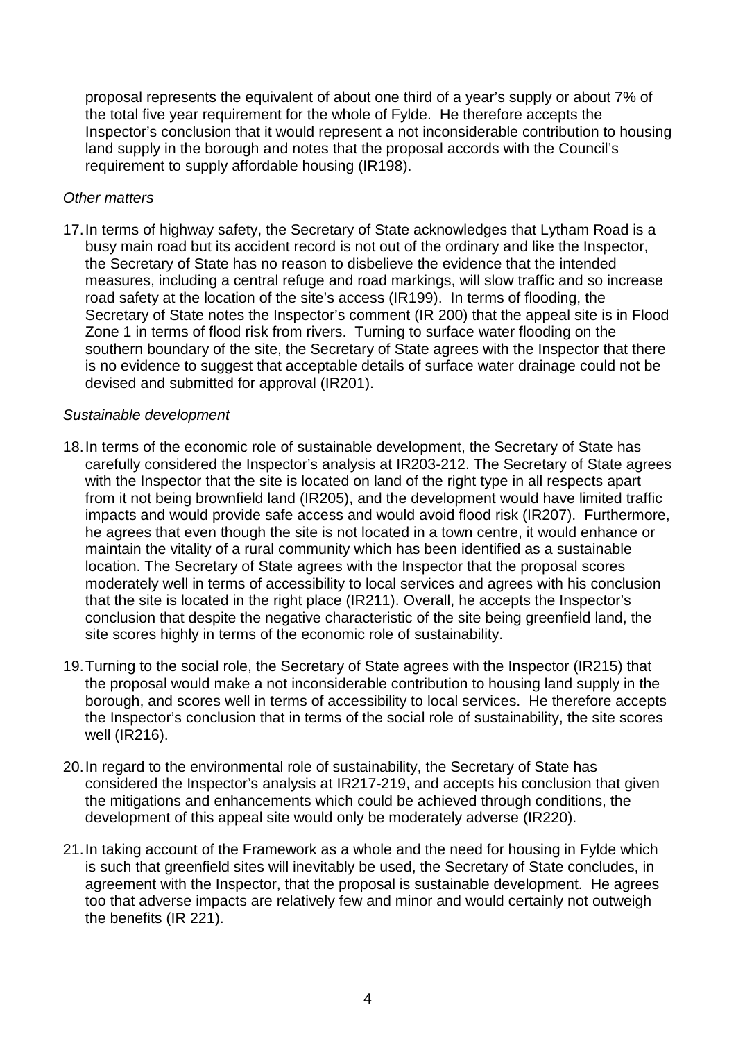proposal represents the equivalent of about one third of a year's supply or about 7% of the total five year requirement for the whole of Fylde. He therefore accepts the Inspector's conclusion that it would represent a not inconsiderable contribution to housing land supply in the borough and notes that the proposal accords with the Council's requirement to supply affordable housing (IR198).

*Other matters*

17. In terms of highway safety, the Secretary of State acknowledges that Lytham Road is a busy main road but its accident record is not out of the ordinary and like the Inspector, the Secretary of State has no reason to disbelieve the evidence that the intended measures, including a central refuge and road markings, will slow traffic and so increase road safety at the location of the site's access (IR199). In terms of flooding, the Secretary of State notes the Inspector's comment (IR 200) that the appeal site is in Flood Zone 1 in terms of flood risk from rivers. Turning to surface water flooding on the southern boundary of the site, the Secretary of State agrees with the Inspector that there is no evidence to suggest that acceptable details of surface water drainage could not be devised and submitted for approval (IR201).

*Sustainable development*

18. In terms of the economic role of sustainable development, the Secretary of State has carefully considered the Inspector's analysis at IR203-212. The Secretary of State agrees with the Inspector that the site is located on land of the right type in all respects apart from it not being brownfield land (IR205), and the development would have limited traffic impacts and would provide safe access and would avoid flood risk (IR207). Furthermore, he agrees that even though the site is not located in a town centre, it would enhance or maintain the vitality of a rural community which has been identified as a sustainable location. The Secretary of State agrees with the Inspector that the proposal scores moderately well in terms of accessibility to local services and agrees with his conclusion that the site is located in the right place (IR211). Overall, he accepts the Inspector's conclusion that despite the negative characteristic of the site being greenfield land, the site scores highly in terms of the economic role of sustainability.

19. Turning to the social role, the Secretary of State agrees with the Inspector (IR215) that the proposal would make a not inconsiderable contribution to housing land supply in the borough, and scores well in terms of accessibility to local services. He therefore accepts the Inspector's conclusion that in terms of the social role of sustainability, the site scores well (IR216).

20. In regard to the environmental role of sustainability, the Secretary of State has considered the Inspector's analysis at IR217-219, and accepts his conclusion that given the mitigations and enhancements which could be achieved through conditions, the development of this appeal site would only be moderately adverse (IR220).

21. In taking account of the Framework as a whole and the need for housing in Fylde which is such that greenfield sites will inevitably be used, the Secretary of State concludes, in agreement with the Inspector, that the proposal is sustainable development. He agrees too that adverse impacts are relatively few and minor and would certainly not outweigh the benefits (IR 221).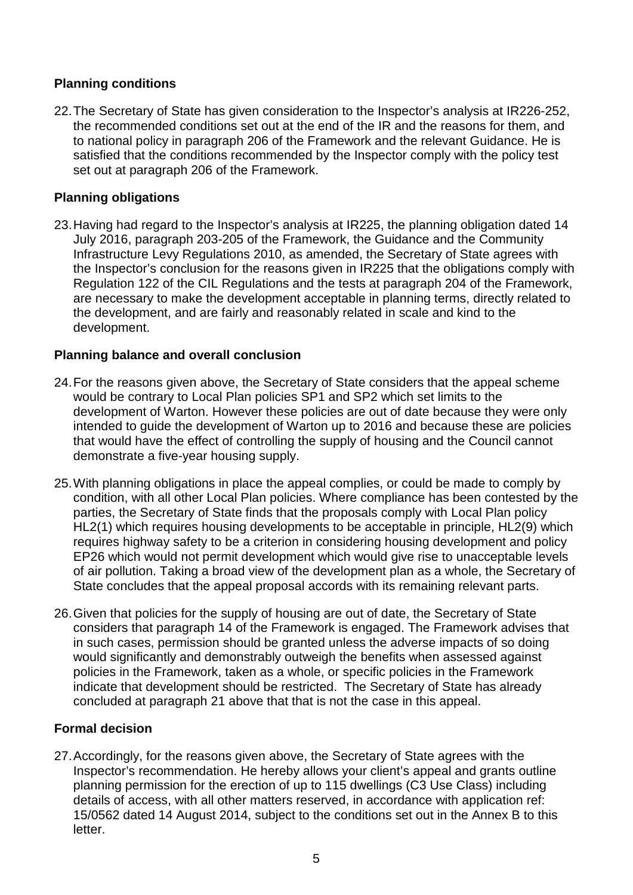## Planning conditions

22. The Secretary of State has given consideration to the Inspector's analysis at IR226-252, the recommended conditions set out at the end of the IR and the reasons for them, and to national policy in paragraph 206 of the Framework and the relevant Guidance. He is satisfied that the conditions recommended by the Inspector comply with the policy test set out at paragraph 206 of the Framework.

## Planning obligations

23. Having had regard to the Inspector's analysis at IR225, the planning obligation dated 14 July 2016, paragraph 203-205 of the Framework, the Guidance and the Community Infrastructure Levy Regulations 2010, as amended, the Secretary of State agrees with the Inspector's conclusion for the reasons given in IR225 that the obligations comply with Regulation 122 of the CIL Regulations and the tests at paragraph 204 of the Framework, are necessary to make the development acceptable in planning terms, directly related to the development, and are fairly and reasonably related in scale and kind to the development.

## Planning balance and overall conclusion

24. For the reasons given above, the Secretary of State considers that the appeal scheme would be contrary to Local Plan policies SP1 and SP2 which set limits to the development of Warton. However these policies are out of date because they were only intended to guide the development of Warton up to 2016 and because these are policies that would have the effect of controlling the supply of housing and the Council cannot demonstrate a five-year housing supply.

25. With planning obligations in place the appeal complies, or could be made to comply by condition, with all other Local Plan policies. Where compliance has been contested by the parties, the Secretary of State finds that the proposals comply with Local Plan policy HL2(1) which requires housing developments to be acceptable in principle, HL2(9) which requires highway safety to be a criterion in considering housing development and policy EP26 which would not permit development which would give rise to unacceptable levels of air pollution. Taking a broad view of the development plan as a whole, the Secretary of State concludes that the appeal proposal accords with its remaining relevant parts.

26. Given that policies for the supply of housing are out of date, the Secretary of State considers that paragraph 14 of the Framework is engaged. The Framework advises that in such cases, permission should be granted unless the adverse impacts of so doing would significantly and demonstrably outweigh the benefits when assessed against policies in the Framework, taken as a whole, or specific policies in the Framework indicate that development should be restricted. The Secretary of State has already concluded at paragraph 21 above that that is not the case in this appeal.

## Formal decision

27. Accordingly, for the reasons given above, the Secretary of State agrees with the Inspector's recommendation. He hereby allows your client's appeal and grants outline planning permission for the erection of up to 115 dwellings (C3 Use Class) including details of access, with all other matters reserved, in accordance with application ref: 15/0562 dated 14 August 2014, subject to the conditions set out in the Annex B to this letter.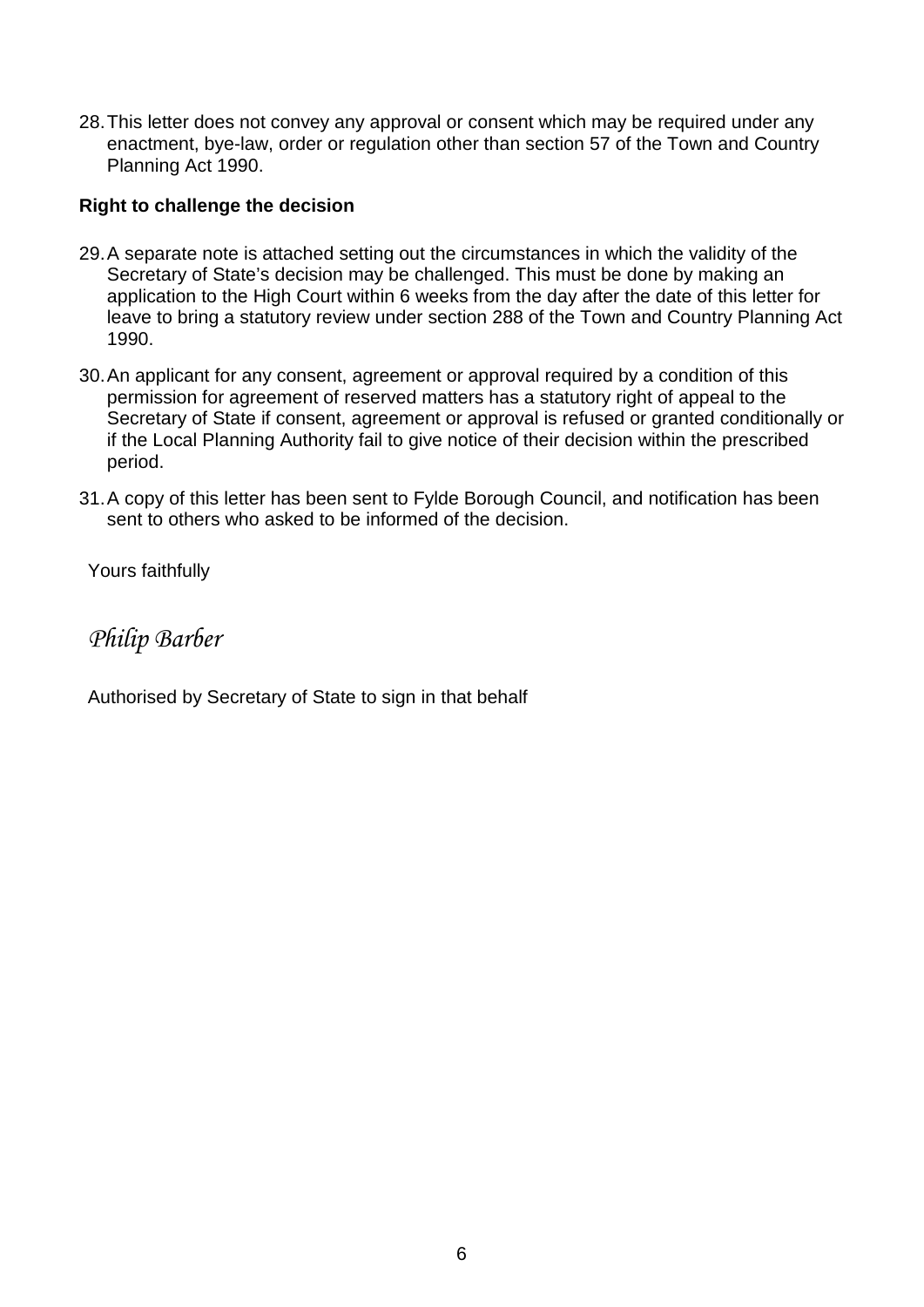28. This letter does not convey any approval or consent which may be required under any enactment, bye-law, order or regulation other than section 57 of the Town and Country Planning Act 1990.

**Right to challenge the decision**

29. A separate note is attached setting out the circumstances in which the validity of the Secretary of State's decision may be challenged. This must be done by making an application to the High Court within 6 weeks from the day after the date of this letter for leave to bring a statutory review under section 288 of the Town and Country Planning Act 1990.

30. An applicant for any consent, agreement or approval required by a condition of this permission for agreement of reserved matters has a statutory right of appeal to the Secretary of State if consent, agreement or approval is refused or granted conditionally or if the Local Planning Authority fail to give notice of their decision within the prescribed period.

31. A copy of this letter has been sent to Fylde Borough Council, and notification has been sent to others who asked to be informed of the decision.

Yours faithfully

*Philip Barber*

Authorised by Secretary of State to sign in that behalf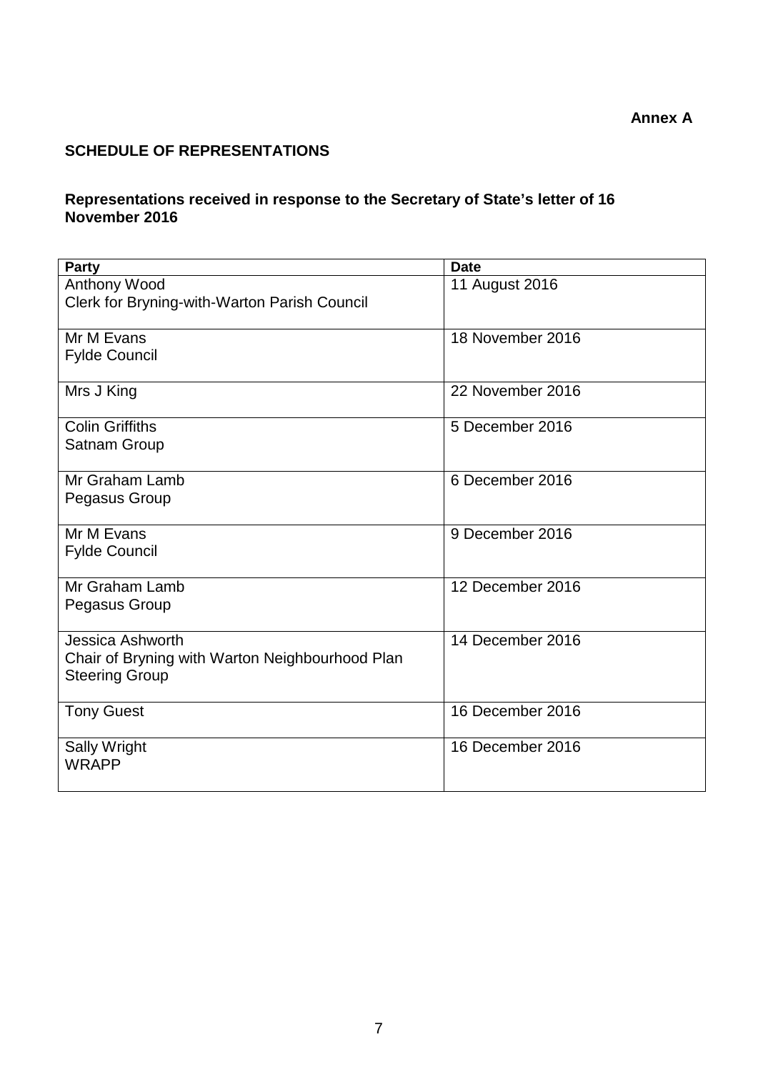**Annex A**

## SCHEDULE OF REPRESENTATIONS

### Representations received in response to the Secretary of State's letter of 16 November 2016

| Party | Date |
|---|---|
| Anthony Wood<br>Clerk for Bryning-with-Warton Parish Council | 11 August 2016 |
| Mr M Evans<br>Fylde Council | 18 November 2016 |
| Mrs J King | 22 November 2016 |
| Colin Griffiths<br>Satnam Group | 5 December 2016 |
| Mr Graham Lamb<br>Pegasus Group | 6 December 2016 |
| Mr M Evans<br>Fylde Council | 9 December 2016 |
| Mr Graham Lamb<br>Pegasus Group | 12 December 2016 |
| Jessica Ashworth<br>Chair of Bryning with Warton Neighbourhood Plan Steering Group | 14 December 2016 |
| Tony Guest | 16 December 2016 |
| Sally Wright<br>WRAPP | 16 December 2016 |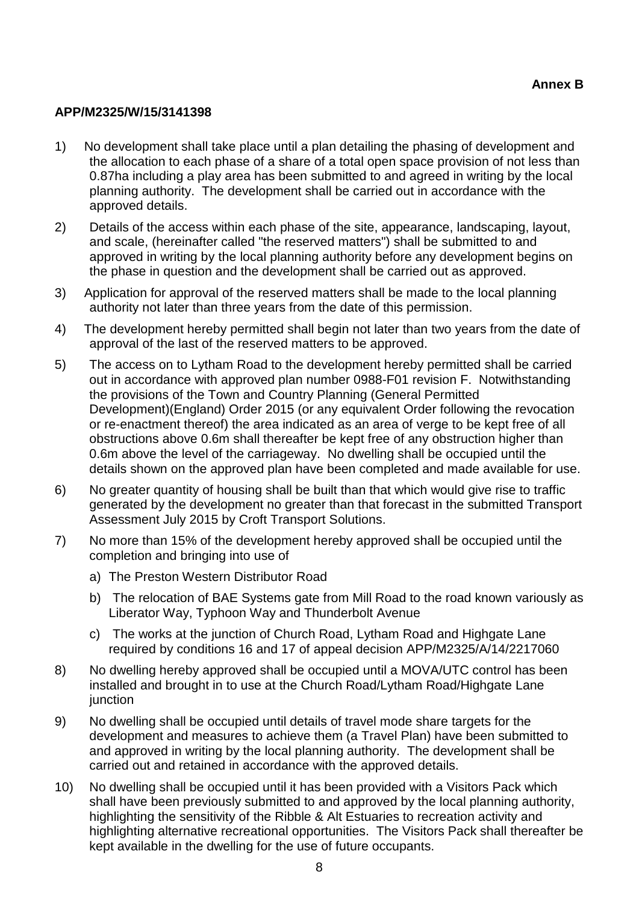**Annex B**

**APP/M2325/W/15/3141398**

1) No development shall take place until a plan detailing the phasing of development and the allocation to each phase of a share of a total open space provision of not less than 0.87ha including a play area has been submitted to and agreed in writing by the local planning authority. The development shall be carried out in accordance with the approved details.

2) Details of the access within each phase of the site, appearance, landscaping, layout, and scale, (hereinafter called "the reserved matters") shall be submitted to and approved in writing by the local planning authority before any development begins on the phase in question and the development shall be carried out as approved.

3) Application for approval of the reserved matters shall be made to the local planning authority not later than three years from the date of this permission.

4) The development hereby permitted shall begin not later than two years from the date of approval of the last of the reserved matters to be approved.

5) The access on to Lytham Road to the development hereby permitted shall be carried out in accordance with approved plan number 0988-F01 revision F. Notwithstanding the provisions of the Town and Country Planning (General Permitted Development)(England) Order 2015 (or any equivalent Order following the revocation or re-enactment thereof) the area indicated as an area of verge to be kept free of all obstructions above 0.6m shall thereafter be kept free of any obstruction higher than 0.6m above the level of the carriageway. No dwelling shall be occupied until the details shown on the approved plan have been completed and made available for use.

6) No greater quantity of housing shall be built than that which would give rise to traffic generated by the development no greater than that forecast in the submitted Transport Assessment July 2015 by Croft Transport Solutions.

7) No more than 15% of the development hereby approved shall be occupied until the completion and bringing into use of
   a) The Preston Western Distributor Road
   b) The relocation of BAE Systems gate from Mill Road to the road known variously as Liberator Way, Typhoon Way and Thunderbolt Avenue
   c) The works at the junction of Church Road, Lytham Road and Highgate Lane required by conditions 16 and 17 of appeal decision APP/M2325/A/14/2217060

8) No dwelling hereby approved shall be occupied until a MOVA/UTC control has been installed and brought in to use at the Church Road/Lytham Road/Highgate Lane junction

9) No dwelling shall be occupied until details of travel mode share targets for the development and measures to achieve them (a Travel Plan) have been submitted to and approved in writing by the local planning authority. The development shall be carried out and retained in accordance with the approved details.

10) No dwelling shall be occupied until it has been provided with a Visitors Pack which shall have been previously submitted to and approved by the local planning authority, highlighting the sensitivity of the Ribble & Alt Estuaries to recreation activity and highlighting alternative recreational opportunities. The Visitors Pack shall thereafter be kept available in the dwelling for the use of future occupants.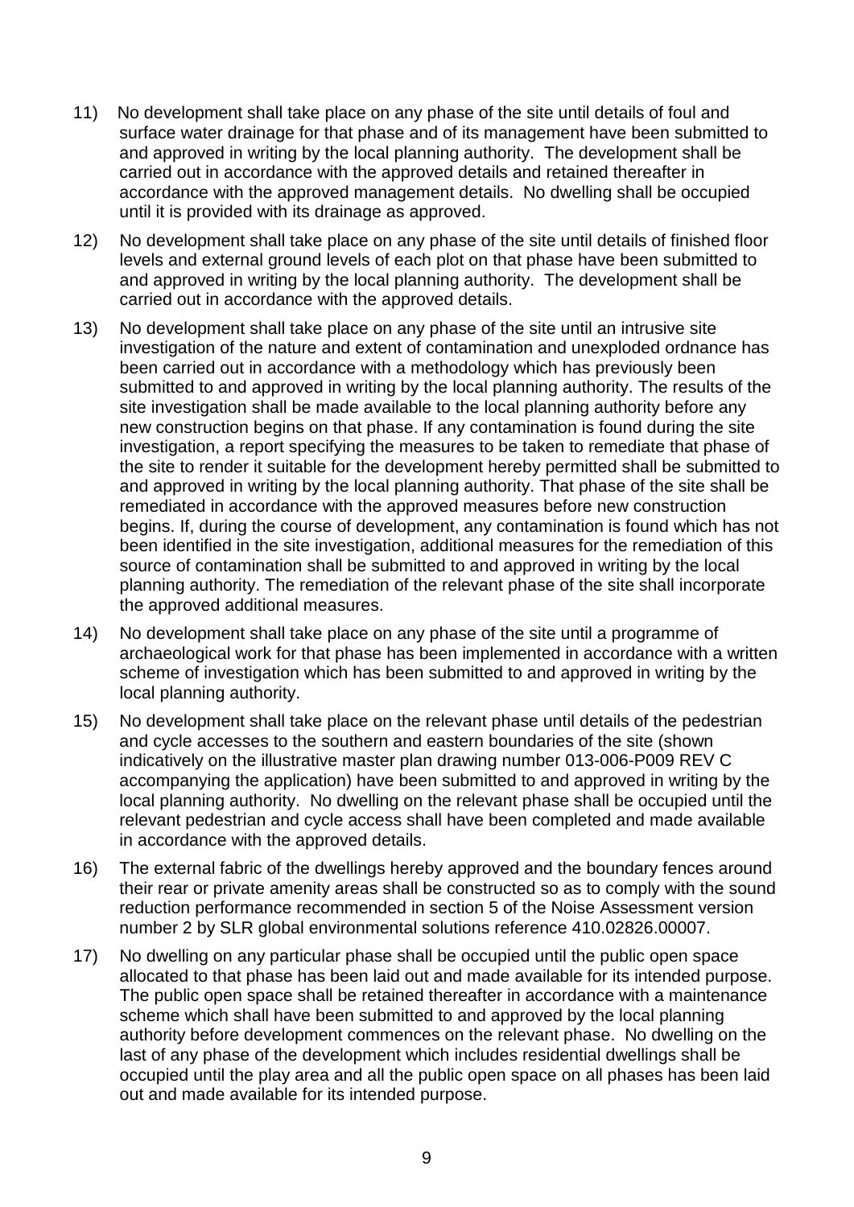11) No development shall take place on any phase of the site until details of foul and surface water drainage for that phase and of its management have been submitted to and approved in writing by the local planning authority. The development shall be carried out in accordance with the approved details and retained thereafter in accordance with the approved management details. No dwelling shall be occupied until it is provided with its drainage as approved.

12) No development shall take place on any phase of the site until details of finished floor levels and external ground levels of each plot on that phase have been submitted to and approved in writing by the local planning authority. The development shall be carried out in accordance with the approved details.

13) No development shall take place on any phase of the site until an intrusive site investigation of the nature and extent of contamination and unexploded ordnance has been carried out in accordance with a methodology which has previously been submitted to and approved in writing by the local planning authority. The results of the site investigation shall be made available to the local planning authority before any new construction begins on that phase. If any contamination is found during the site investigation, a report specifying the measures to be taken to remediate that phase of the site to render it suitable for the development hereby permitted shall be submitted to and approved in writing by the local planning authority. That phase of the site shall be remediated in accordance with the approved measures before new construction begins. If, during the course of development, any contamination is found which has not been identified in the site investigation, additional measures for the remediation of this source of contamination shall be submitted to and approved in writing by the local planning authority. The remediation of the relevant phase of the site shall incorporate the approved additional measures.

14) No development shall take place on any phase of the site until a programme of archaeological work for that phase has been implemented in accordance with a written scheme of investigation which has been submitted to and approved in writing by the local planning authority.

15) No development shall take place on the relevant phase until details of the pedestrian and cycle accesses to the southern and eastern boundaries of the site (shown indicatively on the illustrative master plan drawing number 013-006-P009 REV C accompanying the application) have been submitted to and approved in writing by the local planning authority. No dwelling on the relevant phase shall be occupied until the relevant pedestrian and cycle access shall have been completed and made available in accordance with the approved details.

16) The external fabric of the dwellings hereby approved and the boundary fences around their rear or private amenity areas shall be constructed so as to comply with the sound reduction performance recommended in section 5 of the Noise Assessment version number 2 by SLR global environmental solutions reference 410.02826.00007.

17) No dwelling on any particular phase shall be occupied until the public open space allocated to that phase has been laid out and made available for its intended purpose. The public open space shall be retained thereafter in accordance with a maintenance scheme which shall have been submitted to and approved by the local planning authority before development commences on the relevant phase. No dwelling on the last of any phase of the development which includes residential dwellings shall be occupied until the play area and all the public open space on all phases has been laid out and made available for its intended purpose.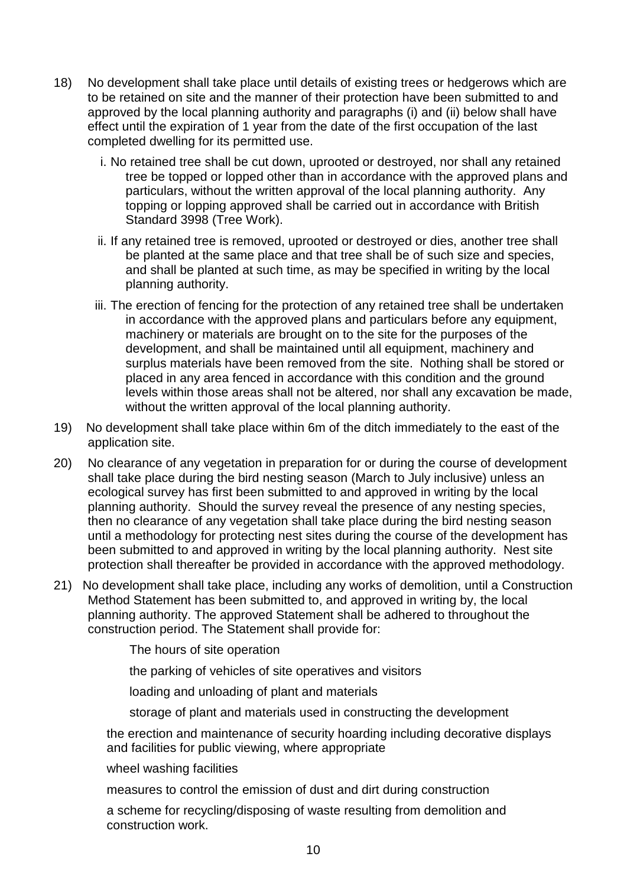18) No development shall take place until details of existing trees or hedgerows which are to be retained on site and the manner of their protection have been submitted to and approved by the local planning authority and paragraphs (i) and (ii) below shall have effect until the expiration of 1 year from the date of the first occupation of the last completed dwelling for its permitted use.

   i. No retained tree shall be cut down, uprooted or destroyed, nor shall any retained tree be topped or lopped other than in accordance with the approved plans and particulars, without the written approval of the local planning authority. Any topping or lopping approved shall be carried out in accordance with British Standard 3998 (Tree Work).

   ii. If any retained tree is removed, uprooted or destroyed or dies, another tree shall be planted at the same place and that tree shall be of such size and species, and shall be planted at such time, as may be specified in writing by the local planning authority.

   iii. The erection of fencing for the protection of any retained tree shall be undertaken in accordance with the approved plans and particulars before any equipment, machinery or materials are brought on to the site for the purposes of the development, and shall be maintained until all equipment, machinery and surplus materials have been removed from the site. Nothing shall be stored or placed in any area fenced in accordance with this condition and the ground levels within those areas shall not be altered, nor shall any excavation be made, without the written approval of the local planning authority.

19) No development shall take place within 6m of the ditch immediately to the east of the application site.

20) No clearance of any vegetation in preparation for or during the course of development shall take place during the bird nesting season (March to July inclusive) unless an ecological survey has first been submitted to and approved in writing by the local planning authority. Should the survey reveal the presence of any nesting species, then no clearance of any vegetation shall take place during the bird nesting season until a methodology for protecting nest sites during the course of the development has been submitted to and approved in writing by the local planning authority. Nest site protection shall thereafter be provided in accordance with the approved methodology.

21) No development shall take place, including any works of demolition, until a Construction Method Statement has been submitted to, and approved in writing by, the local planning authority. The approved Statement shall be adhered to throughout the construction period. The Statement shall provide for:

   The hours of site operation

   the parking of vehicles of site operatives and visitors

   loading and unloading of plant and materials

   storage of plant and materials used in constructing the development

   the erection and maintenance of security hoarding including decorative displays and facilities for public viewing, where appropriate

   wheel washing facilities

   measures to control the emission of dust and dirt during construction

   a scheme for recycling/disposing of waste resulting from demolition and construction work.